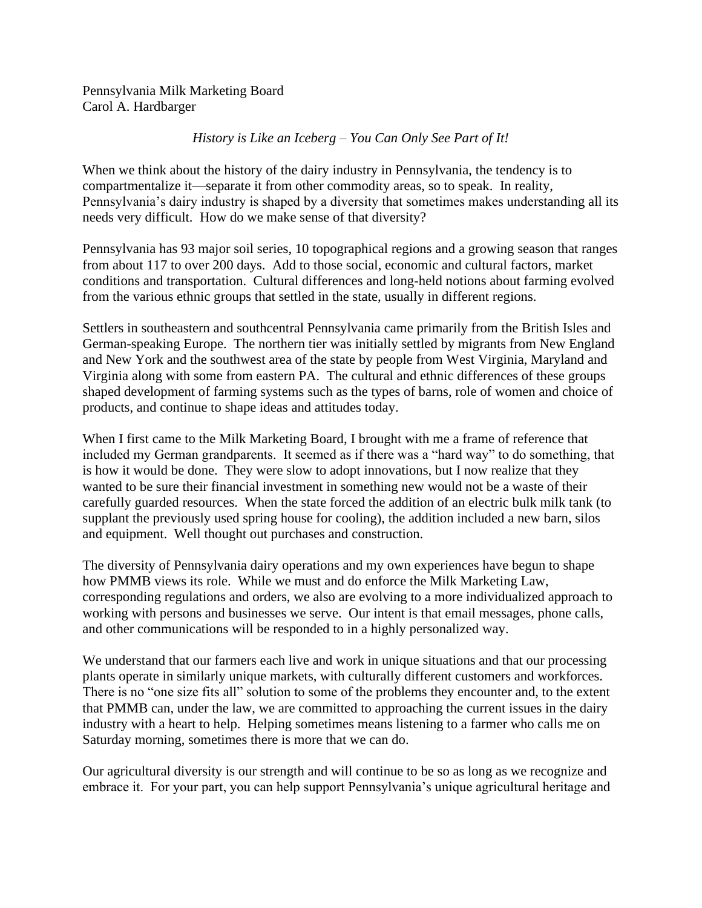Pennsylvania Milk Marketing Board
Carol A. Hardbarger

*History is Like an Iceberg – You Can Only See Part of It!*

When we think about the history of the dairy industry in Pennsylvania, the tendency is to compartmentalize it—separate it from other commodity areas, so to speak. In reality, Pennsylvania's dairy industry is shaped by a diversity that sometimes makes understanding all its needs very difficult. How do we make sense of that diversity?

Pennsylvania has 93 major soil series, 10 topographical regions and a growing season that ranges from about 117 to over 200 days. Add to those social, economic and cultural factors, market conditions and transportation. Cultural differences and long-held notions about farming evolved from the various ethnic groups that settled in the state, usually in different regions.

Settlers in southeastern and southcentral Pennsylvania came primarily from the British Isles and German-speaking Europe. The northern tier was initially settled by migrants from New England and New York and the southwest area of the state by people from West Virginia, Maryland and Virginia along with some from eastern PA. The cultural and ethnic differences of these groups shaped development of farming systems such as the types of barns, role of women and choice of products, and continue to shape ideas and attitudes today.

When I first came to the Milk Marketing Board, I brought with me a frame of reference that included my German grandparents. It seemed as if there was a "hard way" to do something, that is how it would be done. They were slow to adopt innovations, but I now realize that they wanted to be sure their financial investment in something new would not be a waste of their carefully guarded resources. When the state forced the addition of an electric bulk milk tank (to supplant the previously used spring house for cooling), the addition included a new barn, silos and equipment. Well thought out purchases and construction.

The diversity of Pennsylvania dairy operations and my own experiences have begun to shape how PMMB views its role. While we must and do enforce the Milk Marketing Law, corresponding regulations and orders, we also are evolving to a more individualized approach to working with persons and businesses we serve. Our intent is that email messages, phone calls, and other communications will be responded to in a highly personalized way.

We understand that our farmers each live and work in unique situations and that our processing plants operate in similarly unique markets, with culturally different customers and workforces. There is no "one size fits all" solution to some of the problems they encounter and, to the extent that PMMB can, under the law, we are committed to approaching the current issues in the dairy industry with a heart to help. Helping sometimes means listening to a farmer who calls me on Saturday morning, sometimes there is more that we can do.

Our agricultural diversity is our strength and will continue to be so as long as we recognize and embrace it. For your part, you can help support Pennsylvania's unique agricultural heritage and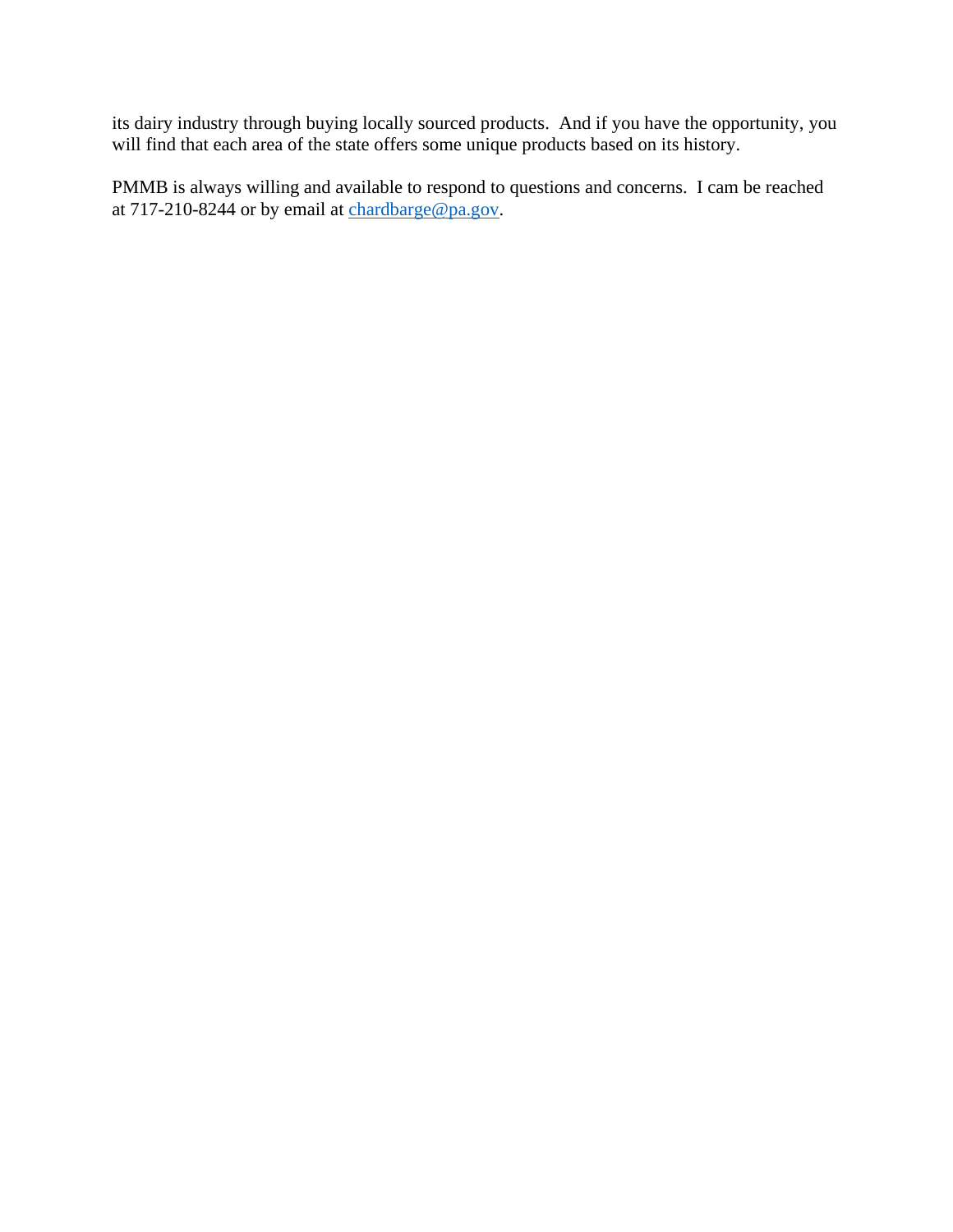its dairy industry through buying locally sourced products. And if you have the opportunity, you will find that each area of the state offers some unique products based on its history.

PMMB is always willing and available to respond to questions and concerns. I cam be reached at 717-210-8244 or by email at chardbarge@pa.gov.